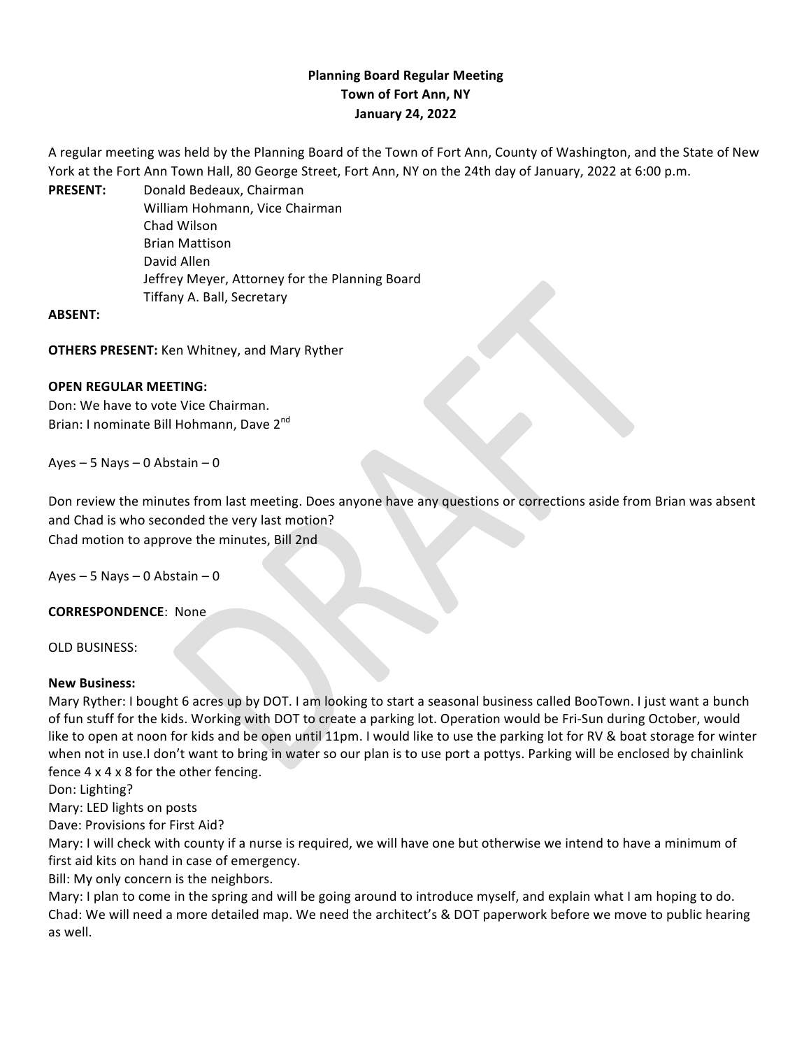**Planning Board Regular Meeting**
**Town of Fort Ann, NY**
**January 24, 2022**

A regular meeting was held by the Planning Board of the Town of Fort Ann, County of Washington, and the State of New York at the Fort Ann Town Hall, 80 George Street, Fort Ann, NY on the 24th day of January, 2022 at 6:00 p.m.

**PRESENT:** Donald Bedeaux, Chairman
William Hohmann, Vice Chairman
Chad Wilson
Brian Mattison
David Allen
Jeffrey Meyer, Attorney for the Planning Board
Tiffany A. Ball, Secretary

**ABSENT:**

**OTHERS PRESENT:** Ken Whitney, and Mary Ryther

**OPEN REGULAR MEETING:**

Don: We have to vote Vice Chairman.
Brian: I nominate Bill Hohmann, Dave 2nd

Ayes – 5 Nays – 0 Abstain – 0

Don review the minutes from last meeting. Does anyone have any questions or corrections aside from Brian was absent and Chad is who seconded the very last motion?
Chad motion to approve the minutes, Bill 2nd

Ayes – 5 Nays – 0 Abstain – 0

**CORRESPONDENCE**: None

OLD BUSINESS:

**New Business:**

Mary Ryther: I bought 6 acres up by DOT. I am looking to start a seasonal business called BooTown. I just want a bunch of fun stuff for the kids. Working with DOT to create a parking lot. Operation would be Fri-Sun during October, would like to open at noon for kids and be open until 11pm. I would like to use the parking lot for RV & boat storage for winter when not in use.I don't want to bring in water so our plan is to use port a pottys. Parking will be enclosed by chainlink fence 4 x 4 x 8 for the other fencing.
Don: Lighting?
Mary: LED lights on posts
Dave: Provisions for First Aid?
Mary: I will check with county if a nurse is required, we will have one but otherwise we intend to have a minimum of first aid kits on hand in case of emergency.
Bill: My only concern is the neighbors.
Mary: I plan to come in the spring and will be going around to introduce myself, and explain what I am hoping to do.
Chad: We will need a more detailed map. We need the architect's & DOT paperwork before we move to public hearing as well.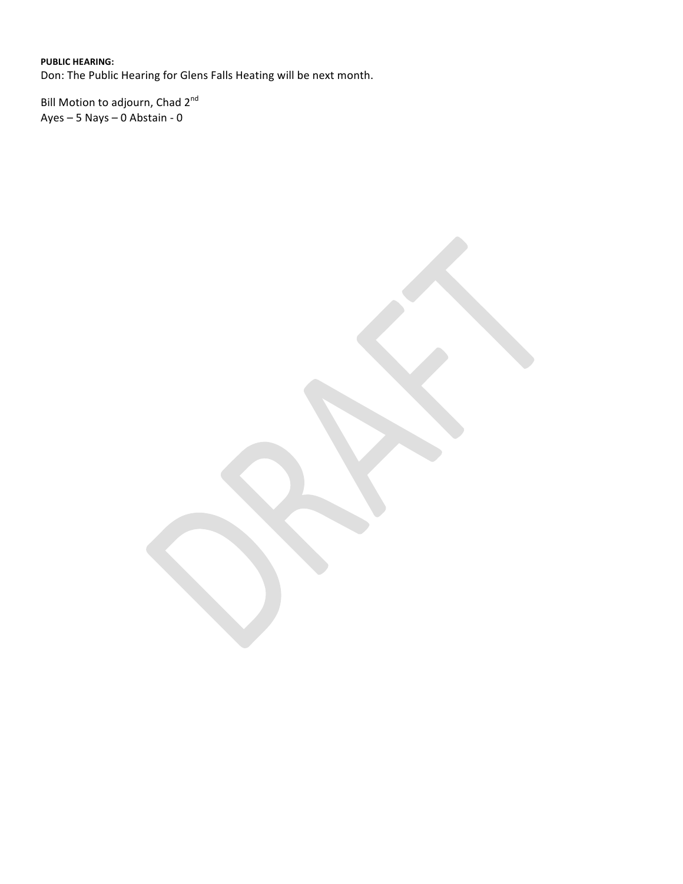**PUBLIC HEARING:**

Don: The Public Hearing for Glens Falls Heating will be next month.

Bill Motion to adjourn, Chad 2nd
Ayes – 5 Nays – 0 Abstain - 0